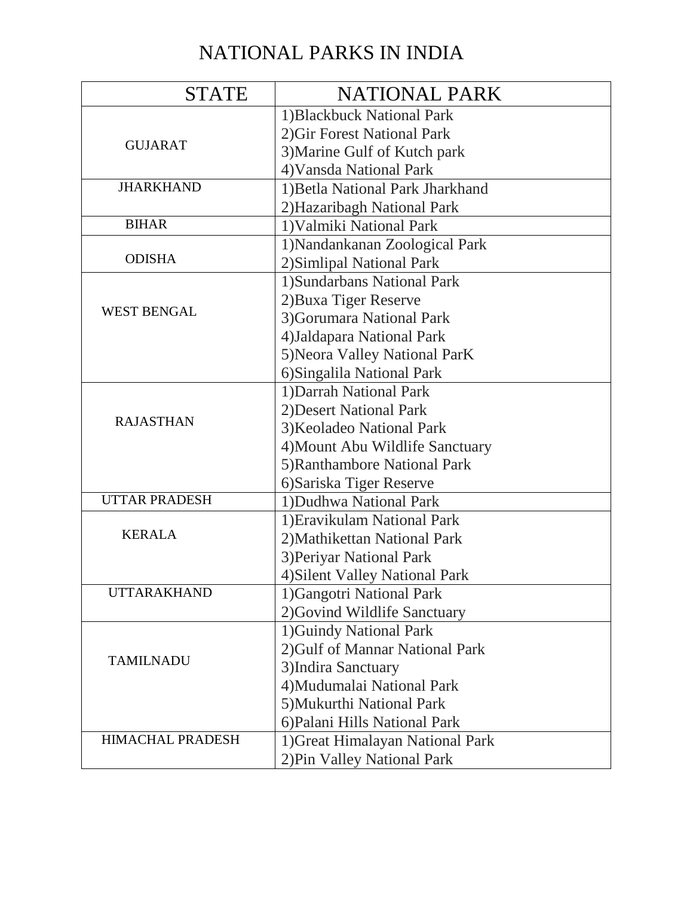# NATIONAL PARKS IN INDIA

| STATE | NATIONAL PARK |
|---|---|
| GUJARAT | 1)Blackbuck National Park<br>2)Gir Forest National Park<br>3)Marine Gulf of Kutch park<br>4)Vansda National Park |
| JHARKHAND | 1)Betla National Park Jharkhand<br>2)Hazaribagh National Park |
| BIHAR | 1)Valmiki National Park |
| ODISHA | 1)Nandankanan Zoological Park<br>2)Simlipal National Park |
| WEST BENGAL | 1)Sundarbans National Park<br>2)Buxa Tiger Reserve<br>3)Gorumara National Park<br>4)Jaldapara National Park<br>5)Neora Valley National ParK<br>6)Singalila National Park |
| RAJASTHAN | 1)Darrah National Park<br>2)Desert National Park<br>3)Keoladeo National Park<br>4)Mount Abu Wildlife Sanctuary<br>5)Ranthambore National Park<br>6)Sariska Tiger Reserve |
| UTTAR PRADESH | 1)Dudhwa National Park |
| KERALA | 1)Eravikulam National Park<br>2)Mathikettan National Park<br>3)Periyar National Park<br>4)Silent Valley National Park |
| UTTARAKHAND | 1)Gangotri National Park<br>2)Govind Wildlife Sanctuary |
| TAMILNADU | 1)Guindy National Park<br>2)Gulf of Mannar National Park<br>3)Indira Sanctuary<br>4)Mudumalai National Park<br>5)Mukurthi National Park<br>6)Palani Hills National Park |
| HIMACHAL PRADESH | 1)Great Himalayan National Park<br>2)Pin Valley National Park |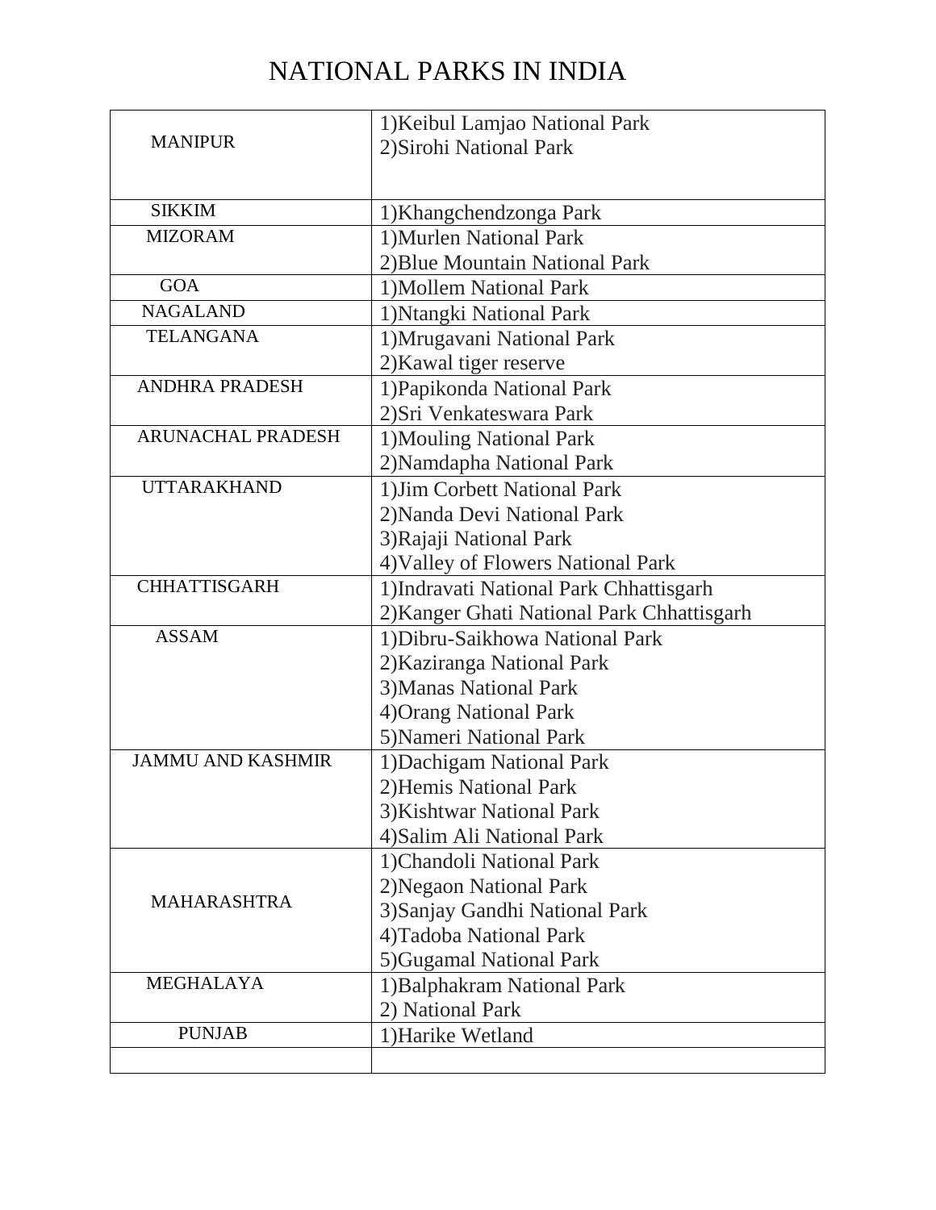# NATIONAL PARKS IN INDIA

| | |
|---|---|
| MANIPUR | 1)Keibul Lamjao National Park<br>2)Sirohi National Park |
| SIKKIM | 1)Khangchendzonga Park |
| MIZORAM | 1)Murlen National Park<br>2)Blue Mountain National Park |
| GOA | 1)Mollem National Park |
| NAGALAND | 1)Ntangki National Park |
| TELANGANA | 1)Mrugavani National Park<br>2)Kawal tiger reserve |
| ANDHRA PRADESH | 1)Papikonda National Park<br>2)Sri Venkateswara Park |
| ARUNACHAL PRADESH | 1)Mouling National Park<br>2)Namdapha National Park |
| UTTARAKHAND | 1)Jim Corbett National Park<br>2)Nanda Devi National Park<br>3)Rajaji National Park<br>4)Valley of Flowers National Park |
| CHHATTISGARH | 1)Indravati National Park Chhattisgarh<br>2)Kanger Ghati National Park Chhattisgarh |
| ASSAM | 1)Dibru-Saikhowa National Park<br>2)Kaziranga National Park<br>3)Manas National Park<br>4)Orang National Park<br>5)Nameri National Park |
| JAMMU AND KASHMIR | 1)Dachigam National Park<br>2)Hemis National Park<br>3)Kishtwar National Park<br>4)Salim Ali National Park |
| MAHARASHTRA | 1)Chandoli National Park<br>2)Negaon National Park<br>3)Sanjay Gandhi National Park<br>4)Tadoba National Park<br>5)Gugamal National Park |
| MEGHALAYA | 1)Balphakram National Park<br>2) National Park |
| PUNJAB | 1)Harike Wetland |
| | |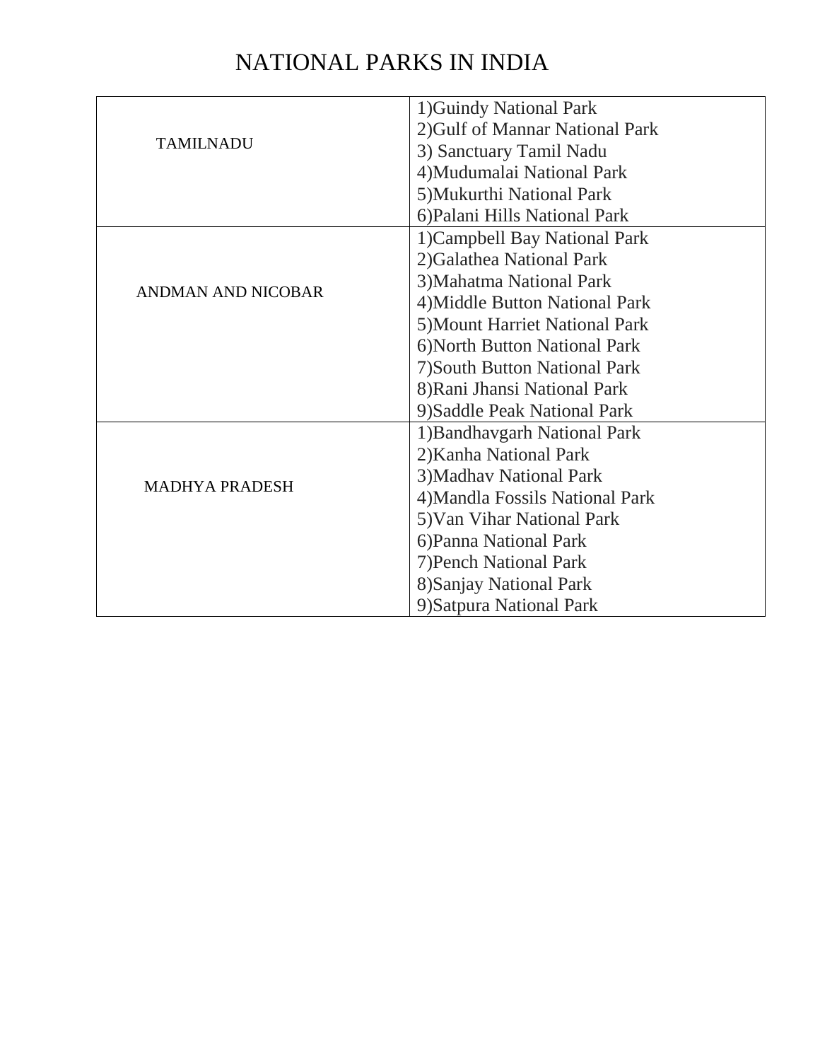# NATIONAL PARKS IN INDIA

| | |
|---|---|
| TAMILNADU | 1)Guindy National Park<br>2)Gulf of Mannar National Park<br>3) Sanctuary Tamil Nadu<br>4)Mudumalai National Park<br>5)Mukurthi National Park<br>6)Palani Hills National Park |
| ANDMAN AND NICOBAR | 1)Campbell Bay National Park<br>2)Galathea National Park<br>3)Mahatma National Park<br>4)Middle Button National Park<br>5)Mount Harriet National Park<br>6)North Button National Park<br>7)South Button National Park<br>8)Rani Jhansi National Park<br>9)Saddle Peak National Park |
| MADHYA PRADESH | 1)Bandhavgarh National Park<br>2)Kanha National Park<br>3)Madhav National Park<br>4)Mandla Fossils National Park<br>5)Van Vihar National Park<br>6)Panna National Park<br>7)Pench National Park<br>8)Sanjay National Park<br>9)Satpura National Park |